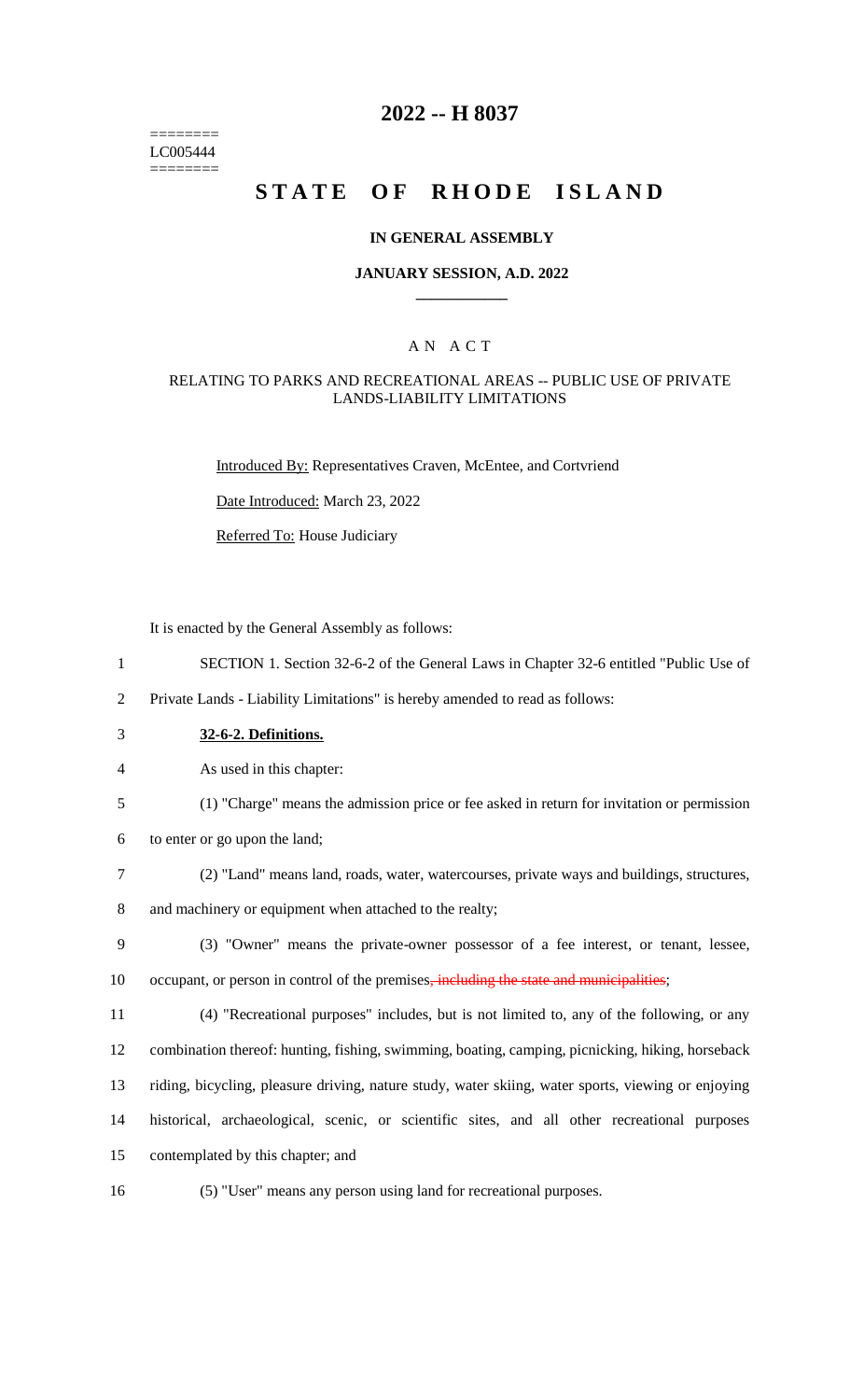# 2022 -- H 8037

========
LC005444
========

# STATE OF RHODE ISLAND

## IN GENERAL ASSEMBLY

### JANUARY SESSION, A.D. 2022

### A N A C T

### RELATING TO PARKS AND RECREATIONAL AREAS -- PUBLIC USE OF PRIVATE LANDS-LIABILITY LIMITATIONS

Introduced By: Representatives Craven, McEntee, and Cortvriend

Date Introduced: March 23, 2022

Referred To: House Judiciary

It is enacted by the General Assembly as follows:

1 SECTION 1. Section 32-6-2 of the General Laws in Chapter 32-6 entitled "Public Use of
2 Private Lands - Liability Limitations" is hereby amended to read as follows:

3 **32-6-2. Definitions.**

4 As used in this chapter:

5 (1) "Charge" means the admission price or fee asked in return for invitation or permission
6 to enter or go upon the land;

7 (2) "Land" means land, roads, water, watercourses, private ways and buildings, structures,
8 and machinery or equipment when attached to the realty;

9 (3) "Owner" means the private-owner possessor of a fee interest, or tenant, lessee,
10 occupant, or person in control of the premises~~, including the state and municipalities~~;

11 (4) "Recreational purposes" includes, but is not limited to, any of the following, or any
12 combination thereof: hunting, fishing, swimming, boating, camping, picnicking, hiking, horseback
13 riding, bicycling, pleasure driving, nature study, water skiing, water sports, viewing or enjoying
14 historical, archaeological, scenic, or scientific sites, and all other recreational purposes
15 contemplated by this chapter; and

16 (5) "User" means any person using land for recreational purposes.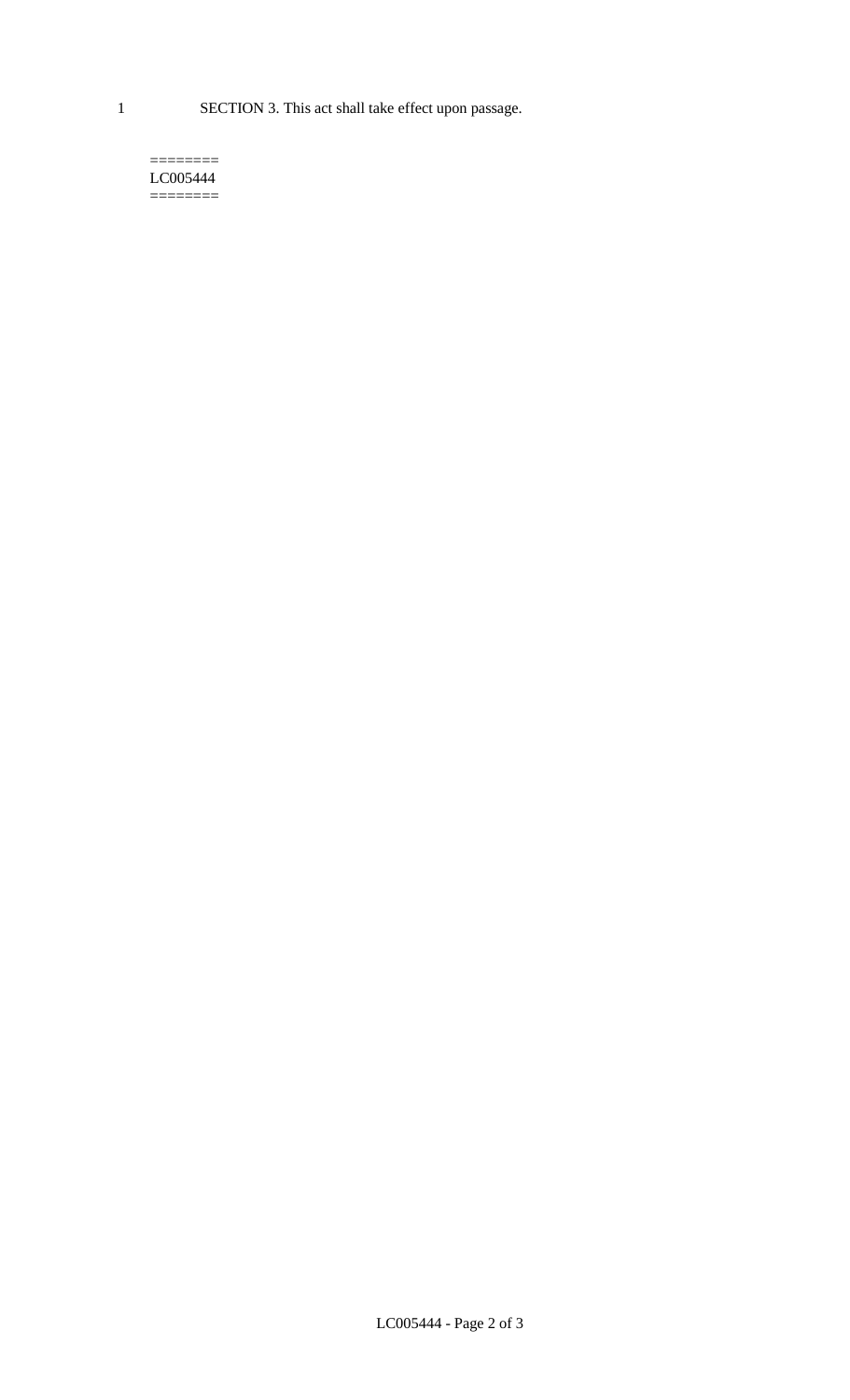1 SECTION 3. This act shall take effect upon passage.

========
LC005444
========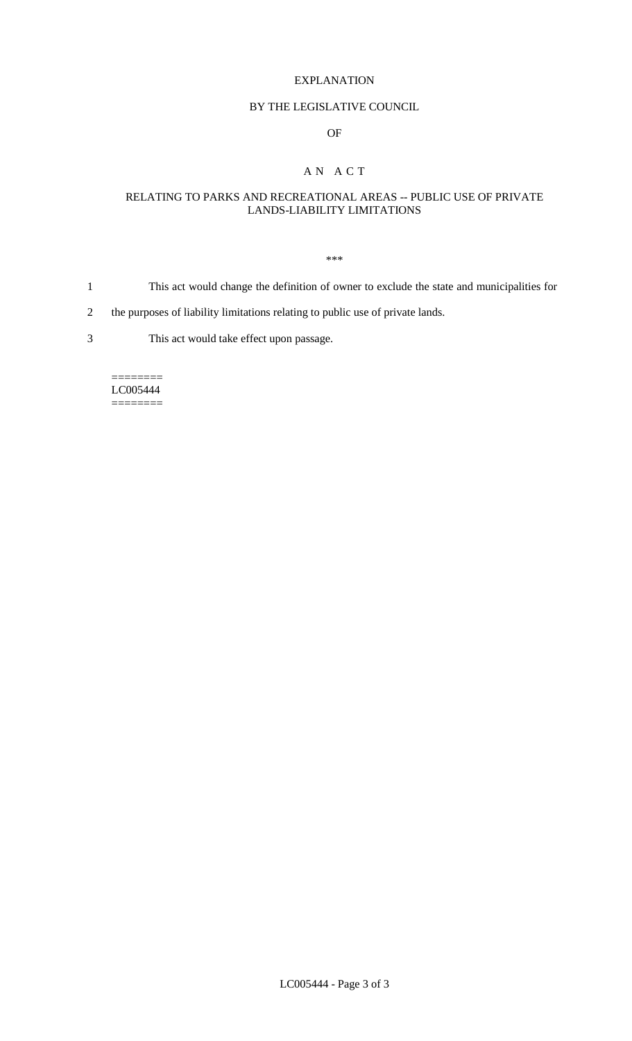EXPLANATION

BY THE LEGISLATIVE COUNCIL

OF

# A N A C T

RELATING TO PARKS AND RECREATIONAL AREAS -- PUBLIC USE OF PRIVATE LANDS-LIABILITY LIMITATIONS

\*\*\*

1 This act would change the definition of owner to exclude the state and municipalities for
2 the purposes of liability limitations relating to public use of private lands.
3 This act would take effect upon passage.

========
LC005444
========